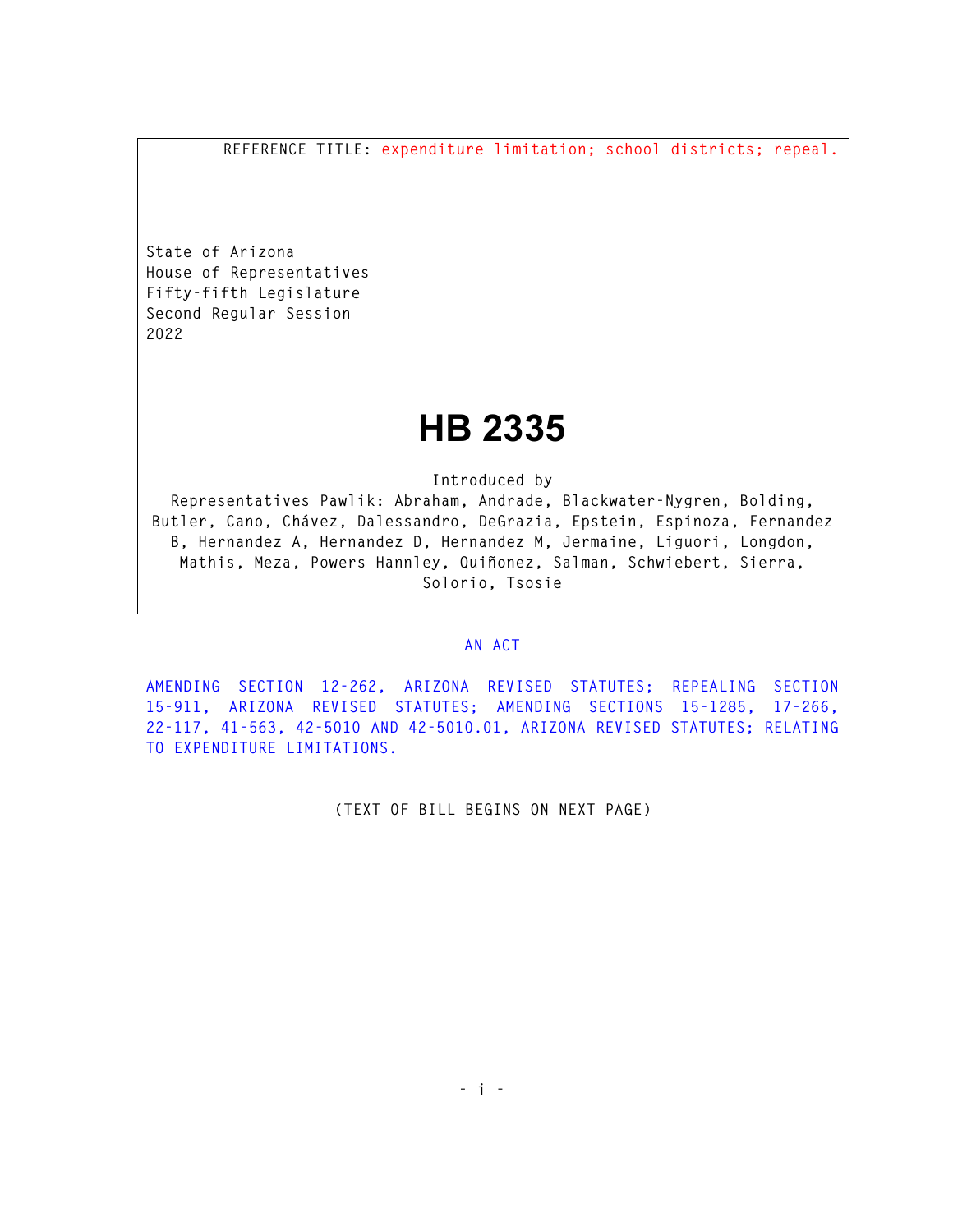REFERENCE TITLE: expenditure limitation; school districts; repeal.

State of Arizona
House of Representatives
Fifty-fifth Legislature
Second Regular Session
2022

# HB 2335

Introduced by
Representatives Pawlik: Abraham, Andrade, Blackwater-Nygren, Bolding, Butler, Cano, Chávez, Dalessandro, DeGrazia, Epstein, Espinoza, Fernandez B, Hernandez A, Hernandez D, Hernandez M, Jermaine, Liguori, Longdon, Mathis, Meza, Powers Hannley, Quiñonez, Salman, Schwiebert, Sierra, Solorio, Tsosie

AN ACT

AMENDING SECTION 12-262, ARIZONA REVISED STATUTES; REPEALING SECTION 15-911, ARIZONA REVISED STATUTES; AMENDING SECTIONS 15-1285, 17-266, 22-117, 41-563, 42-5010 AND 42-5010.01, ARIZONA REVISED STATUTES; RELATING TO EXPENDITURE LIMITATIONS.

(TEXT OF BILL BEGINS ON NEXT PAGE)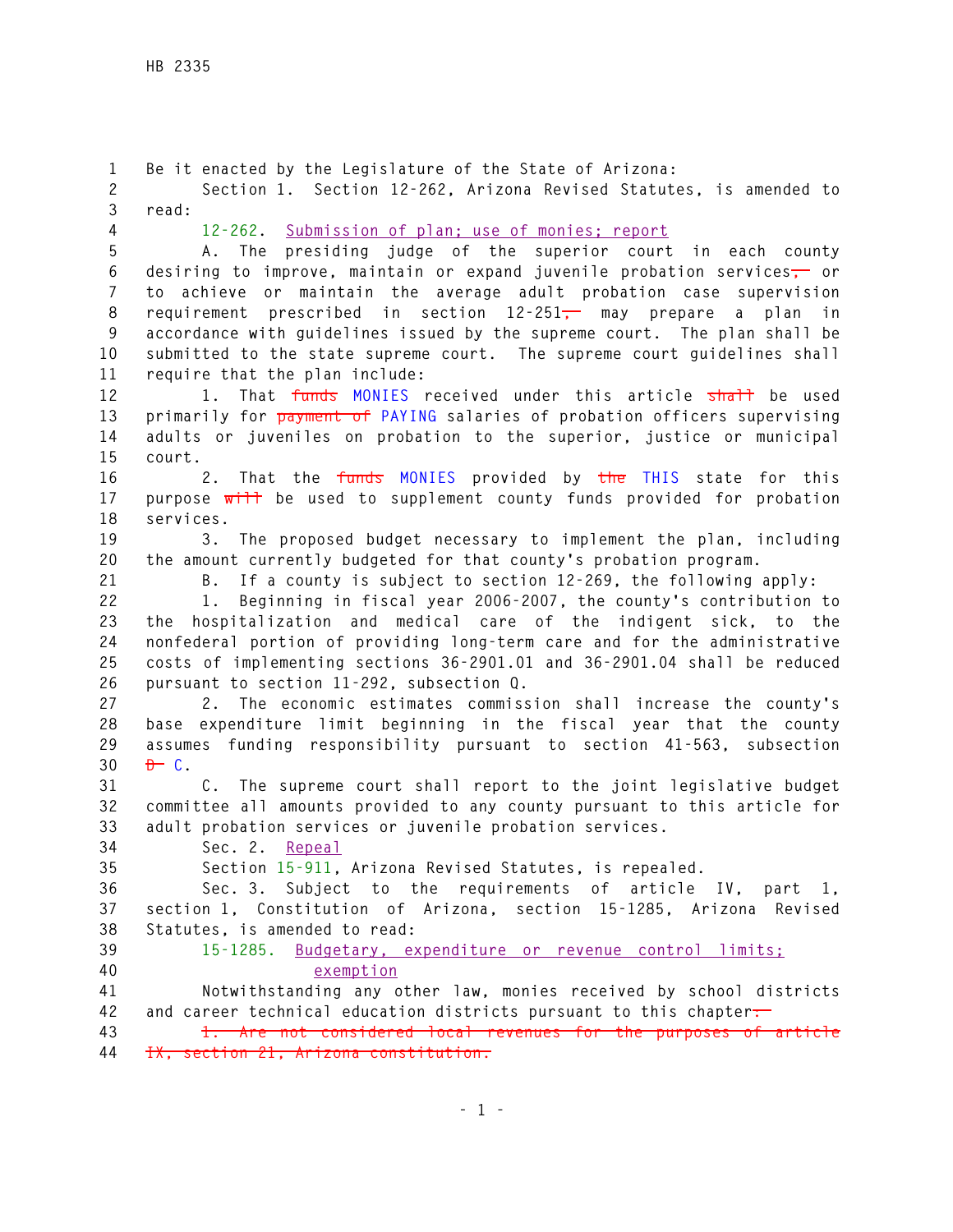Be it enacted by the Legislature of the State of Arizona:

Section 1. Section 12-262, Arizona Revised Statutes, is amended to read:

12-262. Submission of plan; use of monies; report

A. The presiding judge of the superior court in each county desiring to improve, maintain or expand juvenile probation services~~,~~ or to achieve or maintain the average adult probation case supervision requirement prescribed in section 12-251~~,~~ may prepare a plan in accordance with guidelines issued by the supreme court. The plan shall be submitted to the state supreme court. The supreme court guidelines shall require that the plan include:

1. That ~~funds~~ MONIES received under this article ~~shall~~ be used primarily for ~~payment of~~ PAYING salaries of probation officers supervising adults or juveniles on probation to the superior, justice or municipal court.

2. That the ~~funds~~ MONIES provided by ~~the~~ THIS state for this purpose ~~will~~ be used to supplement county funds provided for probation services.

3. The proposed budget necessary to implement the plan, including the amount currently budgeted for that county's probation program.

B. If a county is subject to section 12-269, the following apply:

1. Beginning in fiscal year 2006-2007, the county's contribution to the hospitalization and medical care of the indigent sick, to the nonfederal portion of providing long-term care and for the administrative costs of implementing sections 36-2901.01 and 36-2901.04 shall be reduced pursuant to section 11-292, subsection Q.

2. The economic estimates commission shall increase the county's base expenditure limit beginning in the fiscal year that the county assumes funding responsibility pursuant to section 41-563, subsection ~~D~~ C.

C. The supreme court shall report to the joint legislative budget committee all amounts provided to any county pursuant to this article for adult probation services or juvenile probation services.

Sec. 2. Repeal

Section 15-911, Arizona Revised Statutes, is repealed.

Sec. 3. Subject to the requirements of article IV, part 1, section 1, Constitution of Arizona, section 15-1285, Arizona Revised Statutes, is amended to read:

15-1285. Budgetary, expenditure or revenue control limits; exemption

Notwithstanding any other law, monies received by school districts and career technical education districts pursuant to this chapter~~:~~

~~1. Are not considered local revenues for the purposes of article IX, section 21, Arizona constitution.~~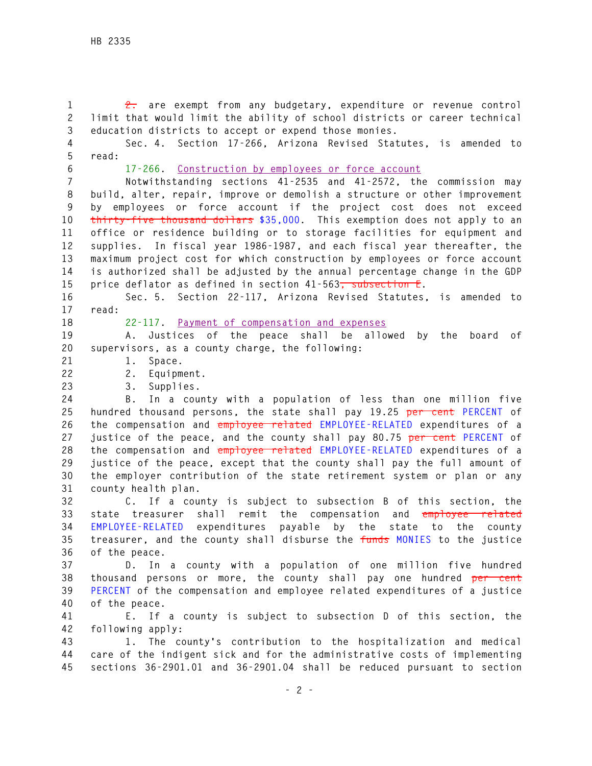~~2.~~ are exempt from any budgetary, expenditure or revenue control limit that would limit the ability of school districts or career technical education districts to accept or expend those monies.

Sec. 4. Section 17-266, Arizona Revised Statutes, is amended to read:

17-266. Construction by employees or force account

Notwithstanding sections 41-2535 and 41-2572, the commission may build, alter, repair, improve or demolish a structure or other improvement by employees or force account if the project cost does not exceed ~~thirty-five thousand dollars~~ $35,000. This exemption does not apply to an office or residence building or to storage facilities for equipment and supplies. In fiscal year 1986-1987, and each fiscal year thereafter, the maximum project cost for which construction by employees or force account is authorized shall be adjusted by the annual percentage change in the GDP price deflator as defined in section 41-563~~, subsection E~~.

Sec. 5. Section 22-117, Arizona Revised Statutes, is amended to read:

22-117. Payment of compensation and expenses

A. Justices of the peace shall be allowed by the board of supervisors, as a county charge, the following:

1. Space.

2. Equipment.

3. Supplies.

B. In a county with a population of less than one million five hundred thousand persons, the state shall pay 19.25 ~~per cent~~ PERCENT of the compensation and ~~employee related~~ EMPLOYEE-RELATED expenditures of a justice of the peace, and the county shall pay 80.75 ~~per cent~~ PERCENT of the compensation and ~~employee related~~ EMPLOYEE-RELATED expenditures of a justice of the peace, except that the county shall pay the full amount of the employer contribution of the state retirement system or plan or any county health plan.

C. If a county is subject to subsection B of this section, the state treasurer shall remit the compensation and ~~employee related~~ EMPLOYEE-RELATED expenditures payable by the state to the county treasurer, and the county shall disburse the ~~funds~~ MONIES to the justice of the peace.

D. In a county with a population of one million five hundred thousand persons or more, the county shall pay one hundred ~~per cent~~ PERCENT of the compensation and employee related expenditures of a justice of the peace.

E. If a county is subject to subsection D of this section, the following apply:

1. The county's contribution to the hospitalization and medical care of the indigent sick and for the administrative costs of implementing sections 36-2901.01 and 36-2901.04 shall be reduced pursuant to section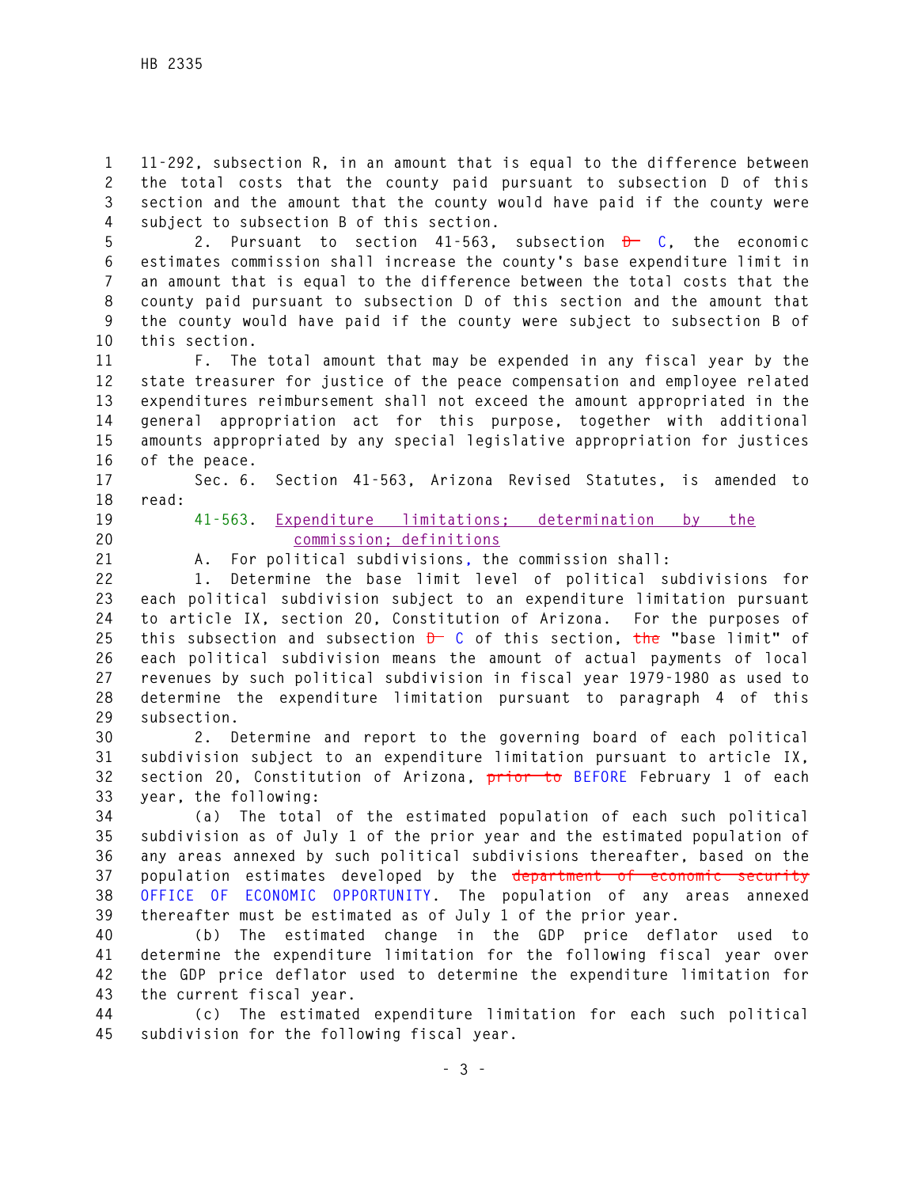11-292, subsection R, in an amount that is equal to the difference between the total costs that the county paid pursuant to subsection D of this section and the amount that the county would have paid if the county were subject to subsection B of this section.

2. Pursuant to section 41-563, subsection ~~D~~ C, the economic estimates commission shall increase the county's base expenditure limit in an amount that is equal to the difference between the total costs that the county paid pursuant to subsection D of this section and the amount that the county would have paid if the county were subject to subsection B of this section.

F. The total amount that may be expended in any fiscal year by the state treasurer for justice of the peace compensation and employee related expenditures reimbursement shall not exceed the amount appropriated in the general appropriation act for this purpose, together with additional amounts appropriated by any special legislative appropriation for justices of the peace.

Sec. 6. Section 41-563, Arizona Revised Statutes, is amended to read:

41-563. Expenditure limitations; determination by the commission; definitions

A. For political subdivisions, the commission shall:

1. Determine the base limit level of political subdivisions for each political subdivision subject to an expenditure limitation pursuant to article IX, section 20, Constitution of Arizona. For the purposes of this subsection and subsection ~~D~~ C of this section, ~~the~~ "base limit" of each political subdivision means the amount of actual payments of local revenues by such political subdivision in fiscal year 1979-1980 as used to determine the expenditure limitation pursuant to paragraph 4 of this subsection.

2. Determine and report to the governing board of each political subdivision subject to an expenditure limitation pursuant to article IX, section 20, Constitution of Arizona, ~~prior to~~ BEFORE February 1 of each year, the following:

(a) The total of the estimated population of each such political subdivision as of July 1 of the prior year and the estimated population of any areas annexed by such political subdivisions thereafter, based on the population estimates developed by the ~~department of economic security~~ OFFICE OF ECONOMIC OPPORTUNITY. The population of any areas annexed thereafter must be estimated as of July 1 of the prior year.

(b) The estimated change in the GDP price deflator used to determine the expenditure limitation for the following fiscal year over the GDP price deflator used to determine the expenditure limitation for the current fiscal year.

(c) The estimated expenditure limitation for each such political subdivision for the following fiscal year.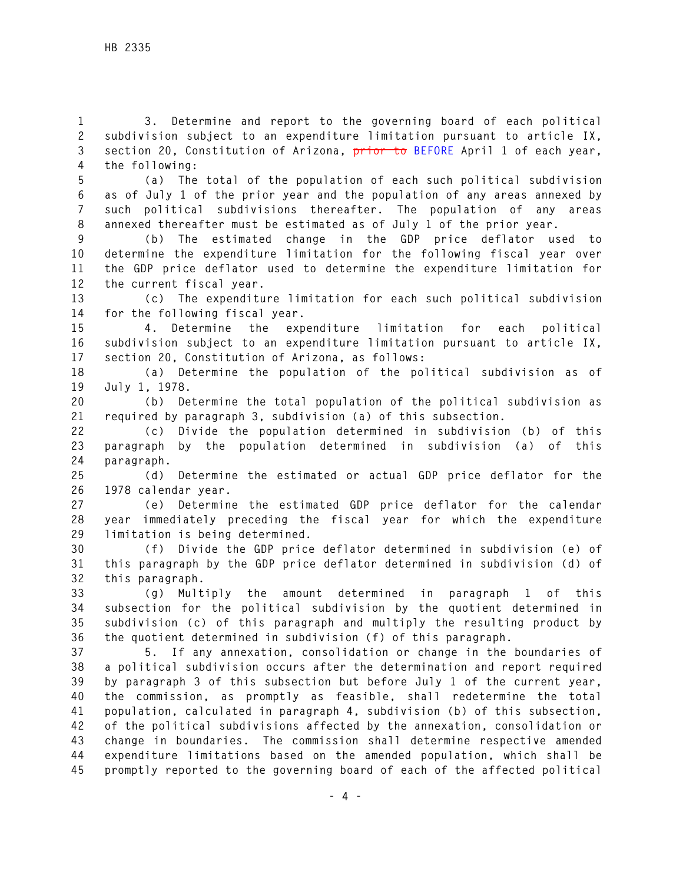3. Determine and report to the governing board of each political subdivision subject to an expenditure limitation pursuant to article IX, section 20, Constitution of Arizona, ~~prior to~~ BEFORE April 1 of each year, the following:

(a) The total of the population of each such political subdivision as of July 1 of the prior year and the population of any areas annexed by such political subdivisions thereafter. The population of any areas annexed thereafter must be estimated as of July 1 of the prior year.

(b) The estimated change in the GDP price deflator used to determine the expenditure limitation for the following fiscal year over the GDP price deflator used to determine the expenditure limitation for the current fiscal year.

(c) The expenditure limitation for each such political subdivision for the following fiscal year.

4. Determine the expenditure limitation for each political subdivision subject to an expenditure limitation pursuant to article IX, section 20, Constitution of Arizona, as follows:

(a) Determine the population of the political subdivision as of July 1, 1978.

(b) Determine the total population of the political subdivision as required by paragraph 3, subdivision (a) of this subsection.

(c) Divide the population determined in subdivision (b) of this paragraph by the population determined in subdivision (a) of this paragraph.

(d) Determine the estimated or actual GDP price deflator for the 1978 calendar year.

(e) Determine the estimated GDP price deflator for the calendar year immediately preceding the fiscal year for which the expenditure limitation is being determined.

(f) Divide the GDP price deflator determined in subdivision (e) of this paragraph by the GDP price deflator determined in subdivision (d) of this paragraph.

(g) Multiply the amount determined in paragraph 1 of this subsection for the political subdivision by the quotient determined in subdivision (c) of this paragraph and multiply the resulting product by the quotient determined in subdivision (f) of this paragraph.

5. If any annexation, consolidation or change in the boundaries of a political subdivision occurs after the determination and report required by paragraph 3 of this subsection but before July 1 of the current year, the commission, as promptly as feasible, shall redetermine the total population, calculated in paragraph 4, subdivision (b) of this subsection, of the political subdivisions affected by the annexation, consolidation or change in boundaries. The commission shall determine respective amended expenditure limitations based on the amended population, which shall be promptly reported to the governing board of each of the affected political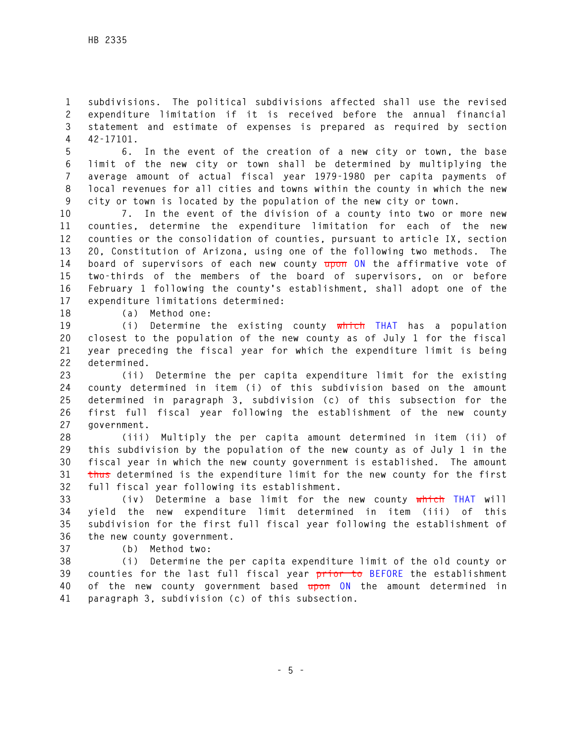subdivisions. The political subdivisions affected shall use the revised expenditure limitation if it is received before the annual financial statement and estimate of expenses is prepared as required by section 42-17101.

6. In the event of the creation of a new city or town, the base limit of the new city or town shall be determined by multiplying the average amount of actual fiscal year 1979-1980 per capita payments of local revenues for all cities and towns within the county in which the new city or town is located by the population of the new city or town.

7. In the event of the division of a county into two or more new counties, determine the expenditure limitation for each of the new counties or the consolidation of counties, pursuant to article IX, section 20, Constitution of Arizona, using one of the following two methods. The board of supervisors of each new county ~~upon~~ ON the affirmative vote of two-thirds of the members of the board of supervisors, on or before February 1 following the county's establishment, shall adopt one of the expenditure limitations determined:

(a) Method one:

(i) Determine the existing county ~~which~~ THAT has a population closest to the population of the new county as of July 1 for the fiscal year preceding the fiscal year for which the expenditure limit is being determined.

(ii) Determine the per capita expenditure limit for the existing county determined in item (i) of this subdivision based on the amount determined in paragraph 3, subdivision (c) of this subsection for the first full fiscal year following the establishment of the new county government.

(iii) Multiply the per capita amount determined in item (ii) of this subdivision by the population of the new county as of July 1 in the fiscal year in which the new county government is established. The amount ~~thus~~ determined is the expenditure limit for the new county for the first full fiscal year following its establishment.

(iv) Determine a base limit for the new county ~~which~~ THAT will yield the new expenditure limit determined in item (iii) of this subdivision for the first full fiscal year following the establishment of the new county government.

(b) Method two:

(i) Determine the per capita expenditure limit of the old county or counties for the last full fiscal year ~~prior to~~ BEFORE the establishment of the new county government based ~~upon~~ ON the amount determined in paragraph 3, subdivision (c) of this subsection.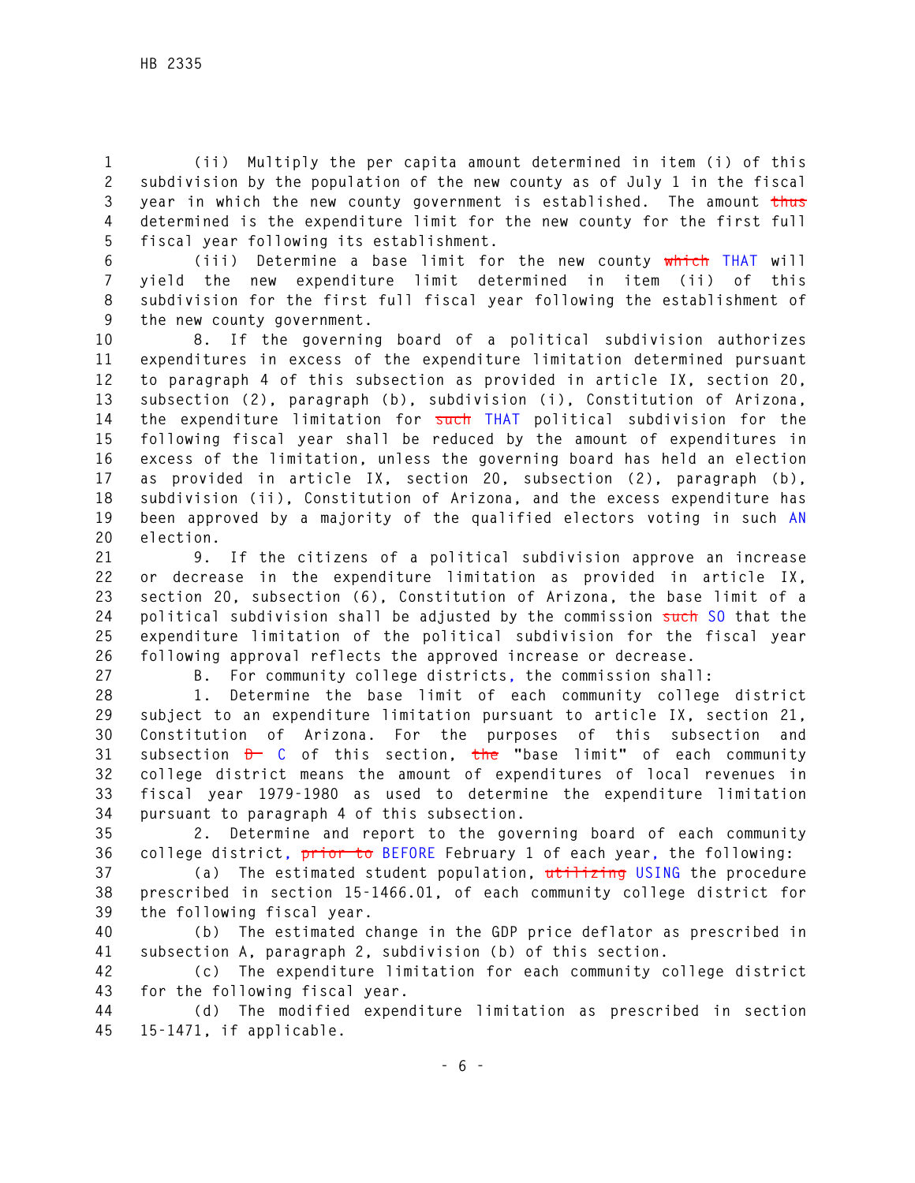(ii) Multiply the per capita amount determined in item (i) of this subdivision by the population of the new county as of July 1 in the fiscal year in which the new county government is established. The amount ~~thus~~ determined is the expenditure limit for the new county for the first full fiscal year following its establishment.

(iii) Determine a base limit for the new county ~~which~~ THAT will yield the new expenditure limit determined in item (ii) of this subdivision for the first full fiscal year following the establishment of the new county government.

8. If the governing board of a political subdivision authorizes expenditures in excess of the expenditure limitation determined pursuant to paragraph 4 of this subsection as provided in article IX, section 20, subsection (2), paragraph (b), subdivision (i), Constitution of Arizona, the expenditure limitation for ~~such~~ THAT political subdivision for the following fiscal year shall be reduced by the amount of expenditures in excess of the limitation, unless the governing board has held an election as provided in article IX, section 20, subsection (2), paragraph (b), subdivision (ii), Constitution of Arizona, and the excess expenditure has been approved by a majority of the qualified electors voting in such AN election.

9. If the citizens of a political subdivision approve an increase or decrease in the expenditure limitation as provided in article IX, section 20, subsection (6), Constitution of Arizona, the base limit of a political subdivision shall be adjusted by the commission ~~such~~ SO that the expenditure limitation of the political subdivision for the fiscal year following approval reflects the approved increase or decrease.

B. For community college districts, the commission shall:

1. Determine the base limit of each community college district subject to an expenditure limitation pursuant to article IX, section 21, Constitution of Arizona. For the purposes of this subsection and subsection ~~D~~ C of this section, ~~the~~ "base limit" of each community college district means the amount of expenditures of local revenues in fiscal year 1979-1980 as used to determine the expenditure limitation pursuant to paragraph 4 of this subsection.

2. Determine and report to the governing board of each community college district, ~~prior to~~ BEFORE February 1 of each year, the following:

(a) The estimated student population, ~~utilizing~~ USING the procedure prescribed in section 15-1466.01, of each community college district for the following fiscal year.

(b) The estimated change in the GDP price deflator as prescribed in subsection A, paragraph 2, subdivision (b) of this section.

(c) The expenditure limitation for each community college district for the following fiscal year.

(d) The modified expenditure limitation as prescribed in section 15-1471, if applicable.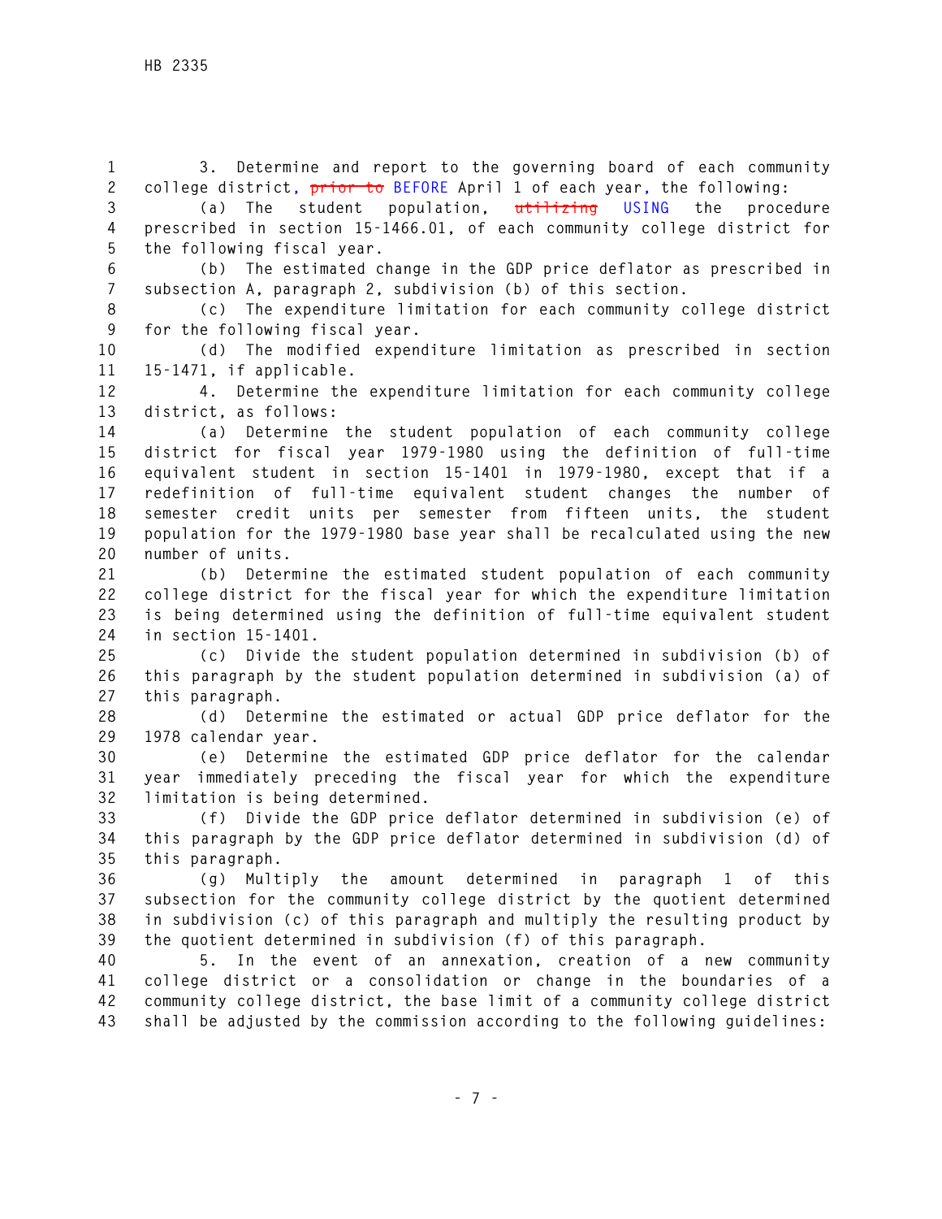3. Determine and report to the governing board of each community college district, ~~prior to~~ BEFORE April 1 of each year, the following:

(a) The student population, ~~utilizing~~ USING the procedure prescribed in section 15-1466.01, of each community college district for the following fiscal year.

(b) The estimated change in the GDP price deflator as prescribed in subsection A, paragraph 2, subdivision (b) of this section.

(c) The expenditure limitation for each community college district for the following fiscal year.

(d) The modified expenditure limitation as prescribed in section 15-1471, if applicable.

4. Determine the expenditure limitation for each community college district, as follows:

(a) Determine the student population of each community college district for fiscal year 1979-1980 using the definition of full-time equivalent student in section 15-1401 in 1979-1980, except that if a redefinition of full-time equivalent student changes the number of semester credit units per semester from fifteen units, the student population for the 1979-1980 base year shall be recalculated using the new number of units.

(b) Determine the estimated student population of each community college district for the fiscal year for which the expenditure limitation is being determined using the definition of full-time equivalent student in section 15-1401.

(c) Divide the student population determined in subdivision (b) of this paragraph by the student population determined in subdivision (a) of this paragraph.

(d) Determine the estimated or actual GDP price deflator for the 1978 calendar year.

(e) Determine the estimated GDP price deflator for the calendar year immediately preceding the fiscal year for which the expenditure limitation is being determined.

(f) Divide the GDP price deflator determined in subdivision (e) of this paragraph by the GDP price deflator determined in subdivision (d) of this paragraph.

(g) Multiply the amount determined in paragraph 1 of this subsection for the community college district by the quotient determined in subdivision (c) of this paragraph and multiply the resulting product by the quotient determined in subdivision (f) of this paragraph.

5. In the event of an annexation, creation of a new community college district or a consolidation or change in the boundaries of a community college district, the base limit of a community college district shall be adjusted by the commission according to the following guidelines: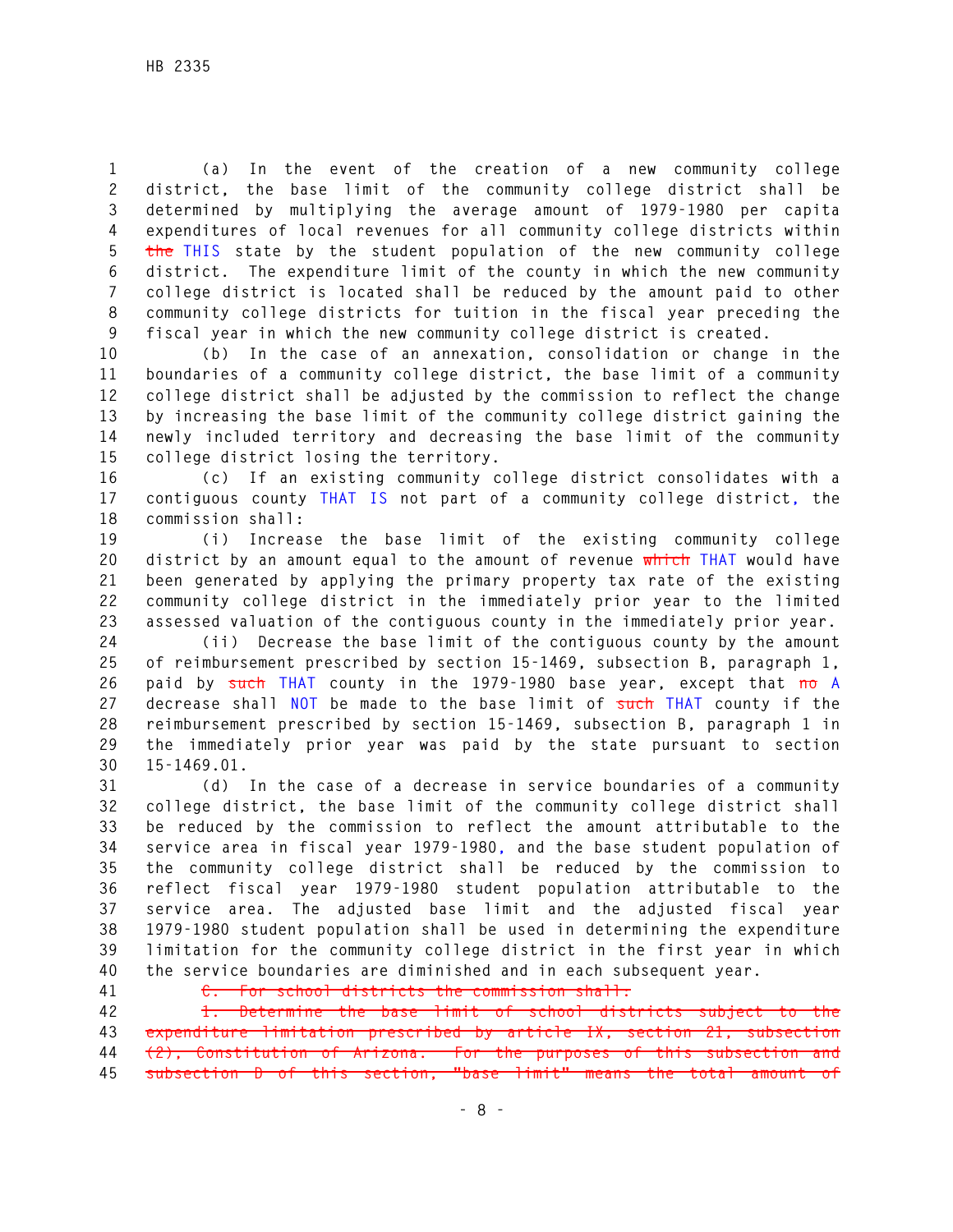(a) In the event of the creation of a new community college district, the base limit of the community college district shall be determined by multiplying the average amount of 1979-1980 per capita expenditures of local revenues for all community college districts within ~~the~~ THIS state by the student population of the new community college district. The expenditure limit of the county in which the new community college district is located shall be reduced by the amount paid to other community college districts for tuition in the fiscal year preceding the fiscal year in which the new community college district is created.

(b) In the case of an annexation, consolidation or change in the boundaries of a community college district, the base limit of a community college district shall be adjusted by the commission to reflect the change by increasing the base limit of the community college district gaining the newly included territory and decreasing the base limit of the community college district losing the territory.

(c) If an existing community college district consolidates with a contiguous county THAT IS not part of a community college district, the commission shall:

(i) Increase the base limit of the existing community college district by an amount equal to the amount of revenue ~~which~~ THAT would have been generated by applying the primary property tax rate of the existing community college district in the immediately prior year to the limited assessed valuation of the contiguous county in the immediately prior year.

(ii) Decrease the base limit of the contiguous county by the amount of reimbursement prescribed by section 15-1469, subsection B, paragraph 1, paid by ~~such~~ THAT county in the 1979-1980 base year, except that ~~no~~ A decrease shall NOT be made to the base limit of ~~such~~ THAT county if the reimbursement prescribed by section 15-1469, subsection B, paragraph 1 in the immediately prior year was paid by the state pursuant to section 15-1469.01.

(d) In the case of a decrease in service boundaries of a community college district, the base limit of the community college district shall be reduced by the commission to reflect the amount attributable to the service area in fiscal year 1979-1980, and the base student population of the community college district shall be reduced by the commission to reflect fiscal year 1979-1980 student population attributable to the service area. The adjusted base limit and the adjusted fiscal year 1979-1980 student population shall be used in determining the expenditure limitation for the community college district in the first year in which the service boundaries are diminished and in each subsequent year.

~~C. For school districts the commission shall:~~

~~1. Determine the base limit of school districts subject to the expenditure limitation prescribed by article IX, section 21, subsection (2), Constitution of Arizona. For the purposes of this subsection and subsection D of this section, "base limit" means the total amount of~~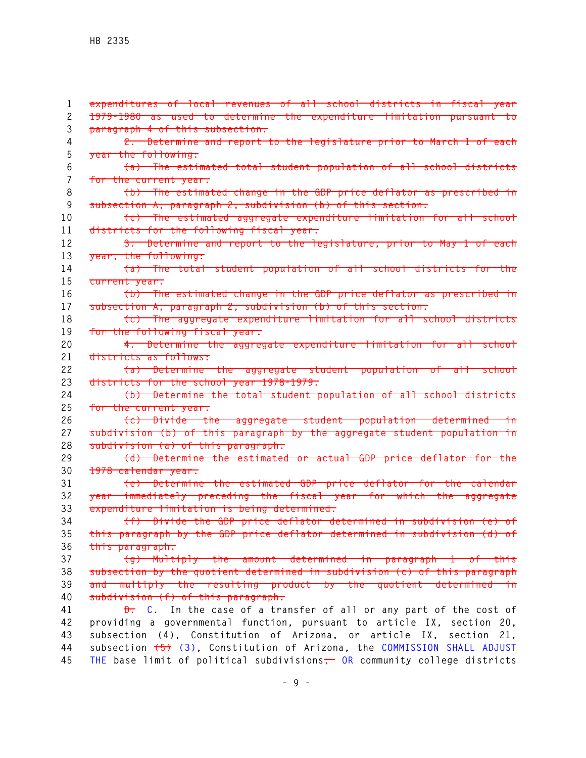~~expenditures of local revenues of all school districts in fiscal year 1979-1980 as used to determine the expenditure limitation pursuant to paragraph 4 of this subsection.~~

~~2. Determine and report to the legislature prior to March 1 of each year the following:~~

~~(a) The estimated total student population of all school districts for the current year.~~

~~(b) The estimated change in the GDP price deflator as prescribed in subsection A, paragraph 2, subdivision (b) of this section.~~

~~(c) The estimated aggregate expenditure limitation for all school districts for the following fiscal year.~~

~~3. Determine and report to the legislature, prior to May 1 of each year, the following:~~

~~(a) The total student population of all school districts for the current year.~~

~~(b) The estimated change in the GDP price deflator as prescribed in subsection A, paragraph 2, subdivision (b) of this section.~~

~~(c) The aggregate expenditure limitation for all school districts for the following fiscal year.~~

~~4. Determine the aggregate expenditure limitation for all school districts as follows:~~

~~(a) Determine the aggregate student population of all school districts for the school year 1978-1979.~~

~~(b) Determine the total student population of all school districts for the current year.~~

~~(c) Divide the aggregate student population determined in subdivision (b) of this paragraph by the aggregate student population in subdivision (a) of this paragraph.~~

~~(d) Determine the estimated or actual GDP price deflator for the 1978 calendar year.~~

~~(e) Determine the estimated GDP price deflator for the calendar year immediately preceding the fiscal year for which the aggregate expenditure limitation is being determined.~~

~~(f) Divide the GDP price deflator determined in subdivision (e) of this paragraph by the GDP price deflator determined in subdivision (d) of this paragraph.~~

~~(g) Multiply the amount determined in paragraph 1 of this subsection by the quotient determined in subdivision (c) of this paragraph and multiply the resulting product by the quotient determined in subdivision (f) of this paragraph.~~

~~D.~~ C. In the case of a transfer of all or any part of the cost of providing a governmental function, pursuant to article IX, section 20, subsection (4), Constitution of Arizona, or article IX, section 21, subsection ~~(5)~~ (3), Constitution of Arizona, the COMMISSION SHALL ADJUST THE base limit of political subdivisions~~,~~ OR community college districts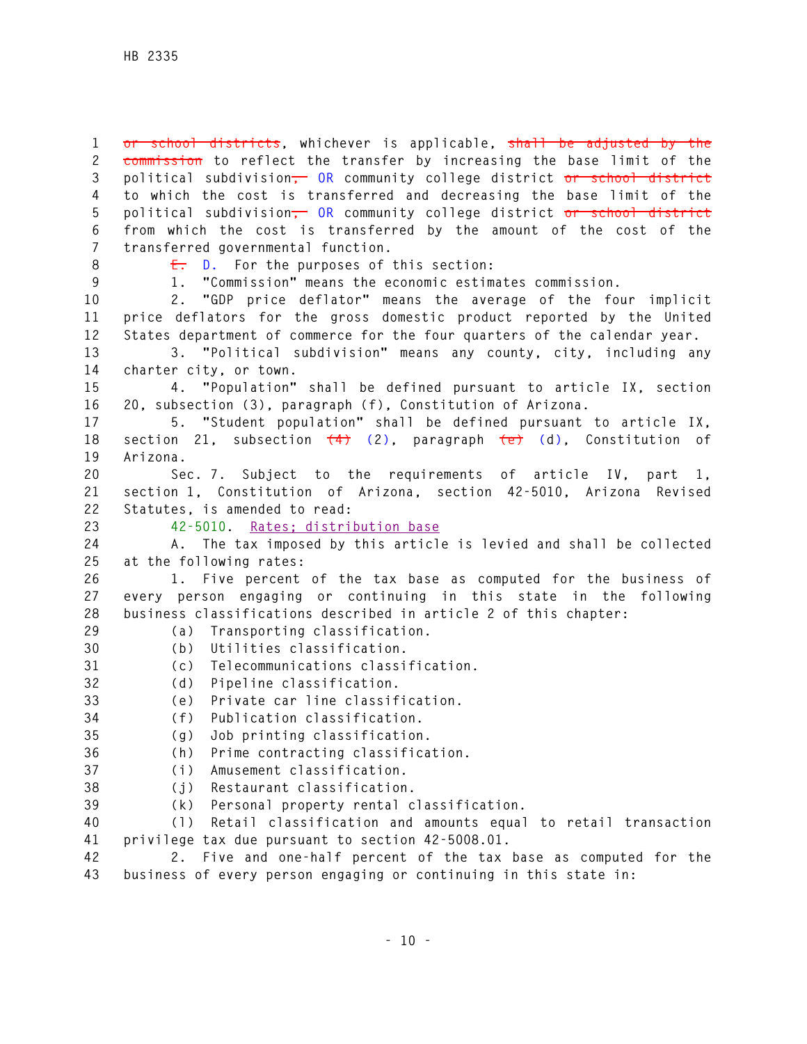~~or school districts~~, whichever is applicable, ~~shall be adjusted by the commission~~ to reflect the transfer by increasing the base limit of the political subdivision~~,~~ OR community college district ~~or school district~~ to which the cost is transferred and decreasing the base limit of the political subdivision~~,~~ OR community college district ~~or school district~~ from which the cost is transferred by the amount of the cost of the transferred governmental function.

~~E.~~ D. For the purposes of this section:

1. "Commission" means the economic estimates commission.

2. "GDP price deflator" means the average of the four implicit price deflators for the gross domestic product reported by the United States department of commerce for the four quarters of the calendar year.

3. "Political subdivision" means any county, city, including any charter city, or town.

4. "Population" shall be defined pursuant to article IX, section 20, subsection (3), paragraph (f), Constitution of Arizona.

5. "Student population" shall be defined pursuant to article IX, section 21, subsection ~~(4)~~ (2), paragraph ~~(e)~~ (d), Constitution of Arizona.

Sec. 7. Subject to the requirements of article IV, part 1, section 1, Constitution of Arizona, section 42-5010, Arizona Revised Statutes, is amended to read:

42-5010. Rates; distribution base

A. The tax imposed by this article is levied and shall be collected at the following rates:

1. Five percent of the tax base as computed for the business of every person engaging or continuing in this state in the following business classifications described in article 2 of this chapter:

(a) Transporting classification.

(b) Utilities classification.

(c) Telecommunications classification.

(d) Pipeline classification.

(e) Private car line classification.

(f) Publication classification.

(g) Job printing classification.

(h) Prime contracting classification.

(i) Amusement classification.

(j) Restaurant classification.

(k) Personal property rental classification.

(l) Retail classification and amounts equal to retail transaction privilege tax due pursuant to section 42-5008.01.

2. Five and one-half percent of the tax base as computed for the business of every person engaging or continuing in this state in: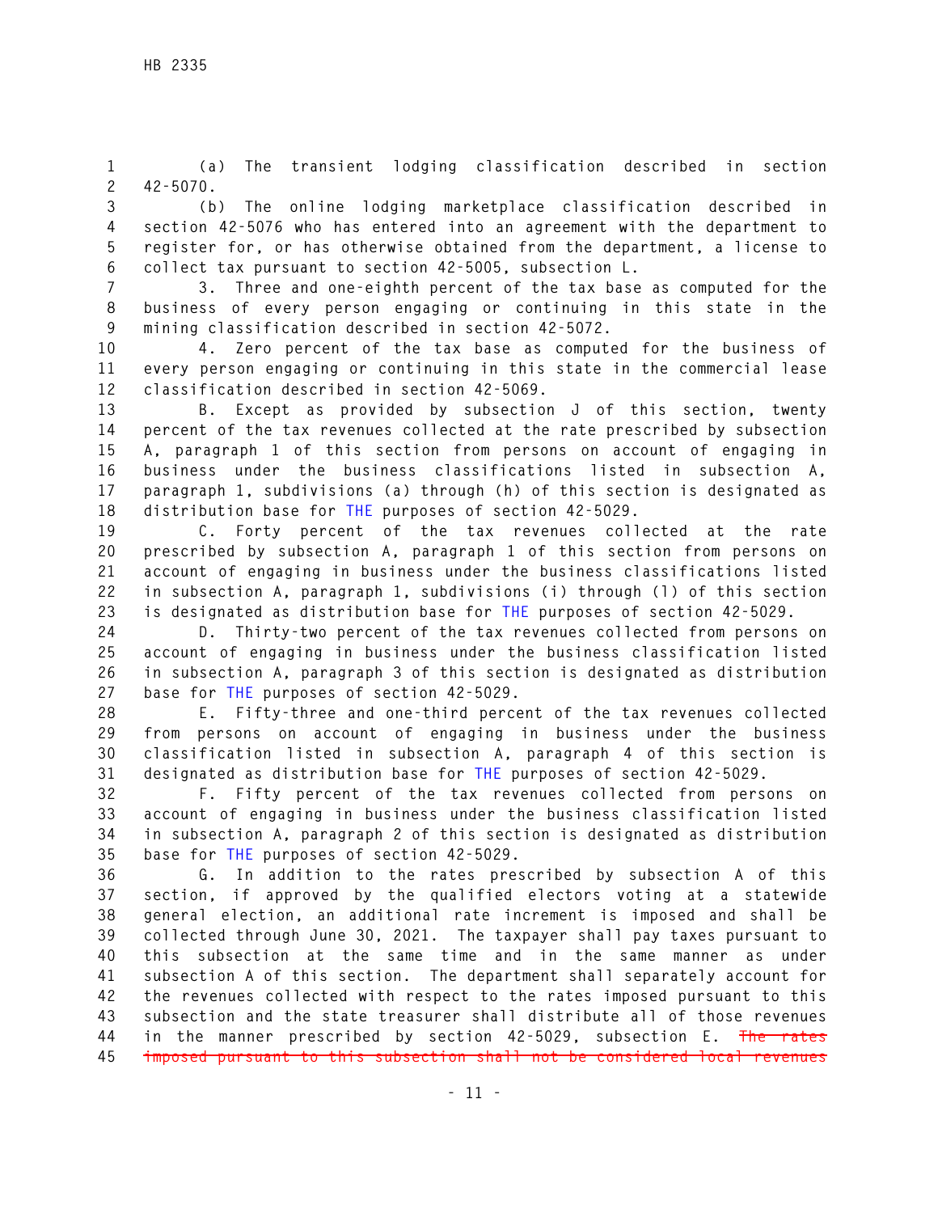(a) The transient lodging classification described in section 42-5070.

(b) The online lodging marketplace classification described in section 42-5076 who has entered into an agreement with the department to register for, or has otherwise obtained from the department, a license to collect tax pursuant to section 42-5005, subsection L.

3. Three and one-eighth percent of the tax base as computed for the business of every person engaging or continuing in this state in the mining classification described in section 42-5072.

4. Zero percent of the tax base as computed for the business of every person engaging or continuing in this state in the commercial lease classification described in section 42-5069.

B. Except as provided by subsection J of this section, twenty percent of the tax revenues collected at the rate prescribed by subsection A, paragraph 1 of this section from persons on account of engaging in business under the business classifications listed in subsection A, paragraph 1, subdivisions (a) through (h) of this section is designated as distribution base for THE purposes of section 42-5029.

C. Forty percent of the tax revenues collected at the rate prescribed by subsection A, paragraph 1 of this section from persons on account of engaging in business under the business classifications listed in subsection A, paragraph 1, subdivisions (i) through (l) of this section is designated as distribution base for THE purposes of section 42-5029.

D. Thirty-two percent of the tax revenues collected from persons on account of engaging in business under the business classification listed in subsection A, paragraph 3 of this section is designated as distribution base for THE purposes of section 42-5029.

E. Fifty-three and one-third percent of the tax revenues collected from persons on account of engaging in business under the business classification listed in subsection A, paragraph 4 of this section is designated as distribution base for THE purposes of section 42-5029.

F. Fifty percent of the tax revenues collected from persons on account of engaging in business under the business classification listed in subsection A, paragraph 2 of this section is designated as distribution base for THE purposes of section 42-5029.

G. In addition to the rates prescribed by subsection A of this section, if approved by the qualified electors voting at a statewide general election, an additional rate increment is imposed and shall be collected through June 30, 2021. The taxpayer shall pay taxes pursuant to this subsection at the same time and in the same manner as under subsection A of this section. The department shall separately account for the revenues collected with respect to the rates imposed pursuant to this subsection and the state treasurer shall distribute all of those revenues in the manner prescribed by section 42-5029, subsection E. ~~The rates imposed pursuant to this subsection shall not be considered local revenues~~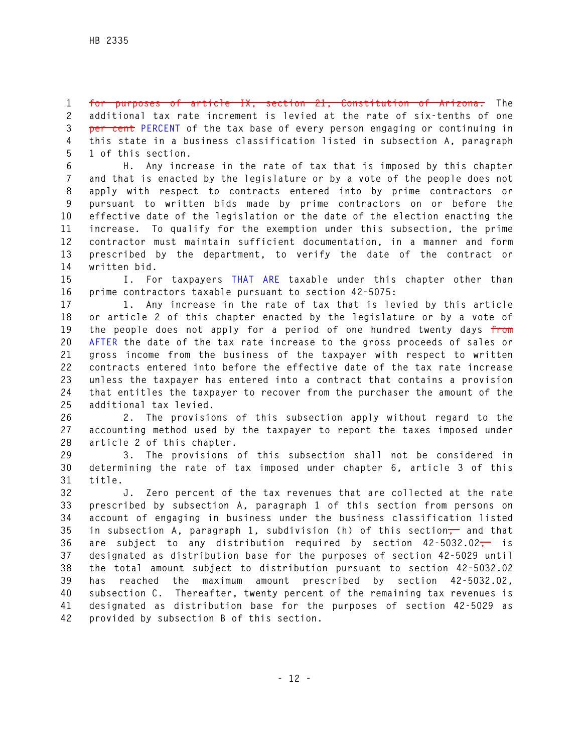~~for purposes of article IX, section 21, Constitution of Arizona.~~ The additional tax rate increment is levied at the rate of six-tenths of one ~~per cent~~ PERCENT of the tax base of every person engaging or continuing in this state in a business classification listed in subsection A, paragraph 1 of this section.

H. Any increase in the rate of tax that is imposed by this chapter and that is enacted by the legislature or by a vote of the people does not apply with respect to contracts entered into by prime contractors or pursuant to written bids made by prime contractors on or before the effective date of the legislation or the date of the election enacting the increase. To qualify for the exemption under this subsection, the prime contractor must maintain sufficient documentation, in a manner and form prescribed by the department, to verify the date of the contract or written bid.

I. For taxpayers THAT ARE taxable under this chapter other than prime contractors taxable pursuant to section 42-5075:

1. Any increase in the rate of tax that is levied by this article or article 2 of this chapter enacted by the legislature or by a vote of the people does not apply for a period of one hundred twenty days ~~from~~ AFTER the date of the tax rate increase to the gross proceeds of sales or gross income from the business of the taxpayer with respect to written contracts entered into before the effective date of the tax rate increase unless the taxpayer has entered into a contract that contains a provision that entitles the taxpayer to recover from the purchaser the amount of the additional tax levied.

2. The provisions of this subsection apply without regard to the accounting method used by the taxpayer to report the taxes imposed under article 2 of this chapter.

3. The provisions of this subsection shall not be considered in determining the rate of tax imposed under chapter 6, article 3 of this title.

J. Zero percent of the tax revenues that are collected at the rate prescribed by subsection A, paragraph 1 of this section from persons on account of engaging in business under the business classification listed in subsection A, paragraph 1, subdivision (h) of this section~~,~~ and that are subject to any distribution required by section 42-5032.02~~,~~ is designated as distribution base for the purposes of section 42-5029 until the total amount subject to distribution pursuant to section 42-5032.02 has reached the maximum amount prescribed by section 42-5032.02, subsection C. Thereafter, twenty percent of the remaining tax revenues is designated as distribution base for the purposes of section 42-5029 as provided by subsection B of this section.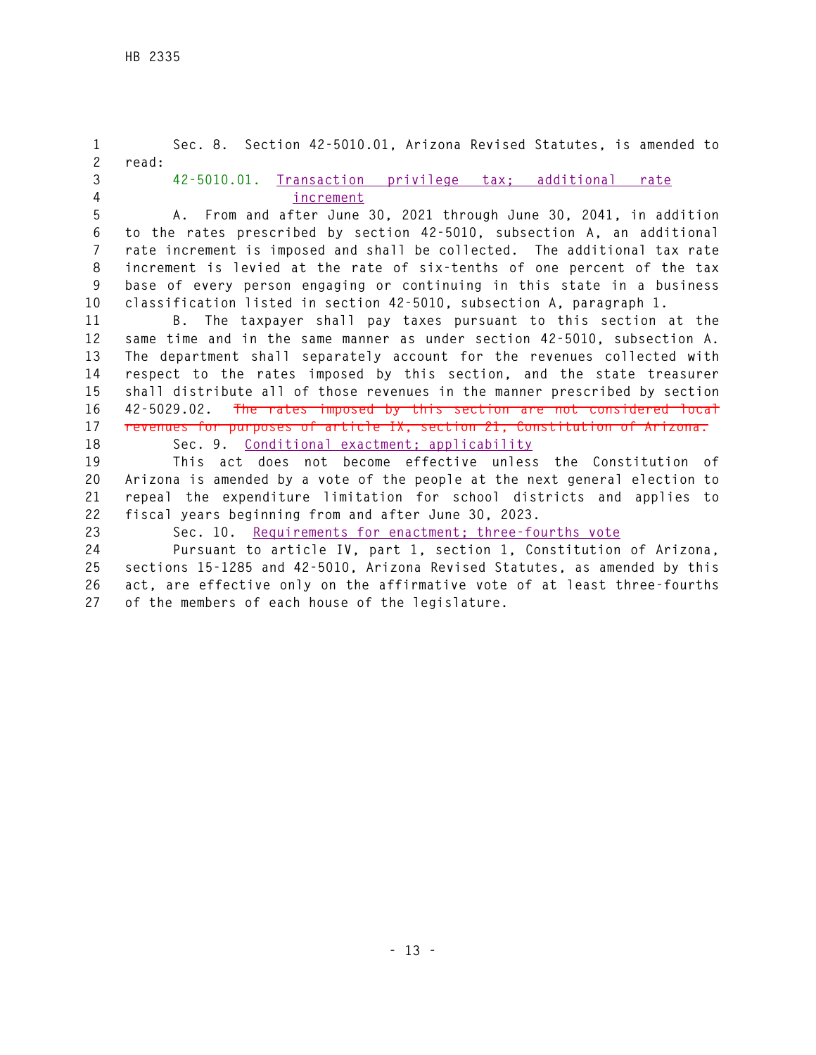Sec. 8. Section 42-5010.01, Arizona Revised Statutes, is amended to read:

42-5010.01. Transaction privilege tax; additional rate increment

A. From and after June 30, 2021 through June 30, 2041, in addition to the rates prescribed by section 42-5010, subsection A, an additional rate increment is imposed and shall be collected. The additional tax rate increment is levied at the rate of six-tenths of one percent of the tax base of every person engaging or continuing in this state in a business classification listed in section 42-5010, subsection A, paragraph 1.

B. The taxpayer shall pay taxes pursuant to this section at the same time and in the same manner as under section 42-5010, subsection A. The department shall separately account for the revenues collected with respect to the rates imposed by this section, and the state treasurer shall distribute all of those revenues in the manner prescribed by section 42-5029.02. ~~The rates imposed by this section are not considered local revenues for purposes of article IX, section 21, Constitution of Arizona.~~

Sec. 9. Conditional exactment; applicability

This act does not become effective unless the Constitution of Arizona is amended by a vote of the people at the next general election to repeal the expenditure limitation for school districts and applies to fiscal years beginning from and after June 30, 2023.

Sec. 10. Requirements for enactment; three-fourths vote

Pursuant to article IV, part 1, section 1, Constitution of Arizona, sections 15-1285 and 42-5010, Arizona Revised Statutes, as amended by this act, are effective only on the affirmative vote of at least three-fourths of the members of each house of the legislature.